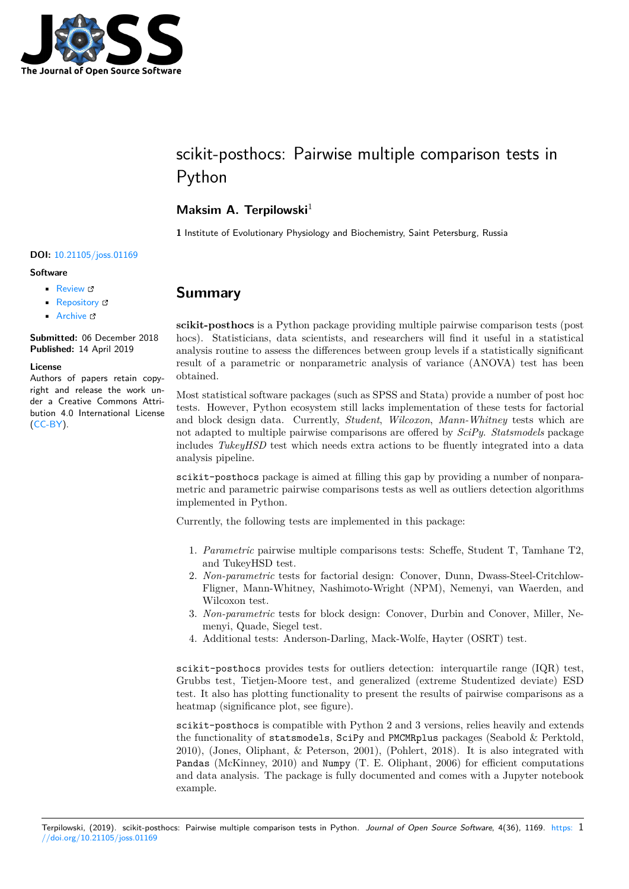# scikit-posthocs: Pairwise multiple comparison tests in Python

**Maksim A. Terpilowski**[1]

**1** Institute of Evolutionary Physiology and Biochemistry, Saint Petersburg, Russia

**DOI:** 10.21105/joss.01169

**Software**

- Review
- Repository
- Archive

**Submitted:** 06 December 2018
**Published:** 14 April 2019

**License**
Authors of papers retain copyright and release the work under a Creative Commons Attribution 4.0 International License (CC-BY).

## Summary

**scikit-posthocs** is a Python package providing multiple pairwise comparison tests (post hocs). Statisticians, data scientists, and researchers will find it useful in a statistical analysis routine to assess the differences between group levels if a statistically significant result of a parametric or nonparametric analysis of variance (ANOVA) test has been obtained.

Most statistical software packages (such as SPSS and Stata) provide a number of post hoc tests. However, Python ecosystem still lacks implementation of these tests for factorial and block design data. Currently, *Student*, *Wilcoxon*, *Mann-Whitney* tests which are not adapted to multiple pairwise comparisons are offered by *SciPy*. *Statsmodels* package includes *TukeyHSD* test which needs extra actions to be fluently integrated into a data analysis pipeline.

`scikit-posthocs` package is aimed at filling this gap by providing a number of nonparametric and parametric pairwise comparisons tests as well as outliers detection algorithms implemented in Python.

Currently, the following tests are implemented in this package:

1. *Parametric* pairwise multiple comparisons tests: Scheffe, Student T, Tamhane T2, and TukeyHSD test.
2. *Non-parametric* tests for factorial design: Conover, Dunn, Dwass-Steel-Critchlow-Fligner, Mann-Whitney, Nashimoto-Wright (NPM), Nemenyi, van Waerden, and Wilcoxon test.
3. *Non-parametric* tests for block design: Conover, Durbin and Conover, Miller, Nemenyi, Quade, Siegel test.
4. Additional tests: Anderson-Darling, Mack-Wolfe, Hayter (OSRT) test.

`scikit-posthocs` provides tests for outliers detection: interquartile range (IQR) test, Grubbs test, Tietjen-Moore test, and generalized (extreme Studentized deviate) ESD test. It also has plotting functionality to present the results of pairwise comparisons as a heatmap (significance plot, see figure).

`scikit-posthocs` is compatible with Python 2 and 3 versions, relies heavily and extends the functionality of `statsmodels`, `SciPy` and `PMCMRplus` packages (Seabold & Perktold, 2010), (Jones, Oliphant, & Peterson, 2001), (Pohlert, 2018). It is also integrated with `Pandas` (McKinney, 2010) and `Numpy` (T. E. Oliphant, 2006) for efficient computations and data analysis. The package is fully documented and comes with a Jupyter notebook example.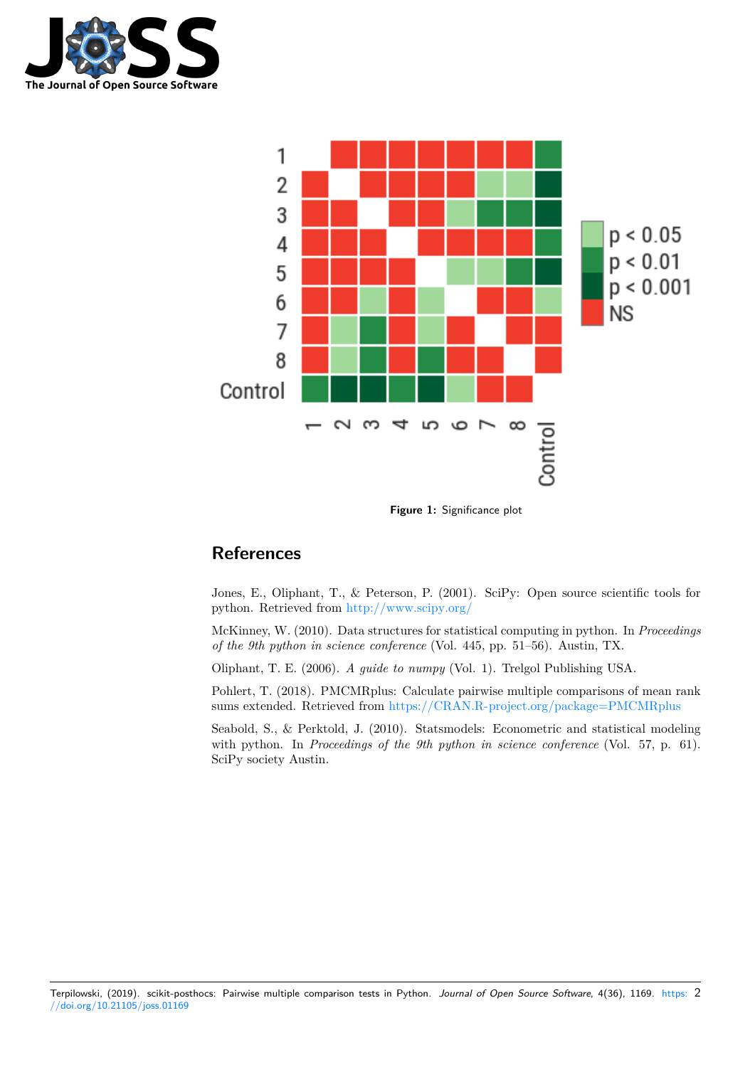1
2
3
4
5
6
7
8
Control

1 2 3 4 5 6 7 8 Control

p < 0.05
p < 0.01
p < 0.001
NS

**Figure 1:** Significance plot

## References

Jones, E., Oliphant, T., & Peterson, P. (2001). SciPy: Open source scientific tools for python. Retrieved from http://www.scipy.org/

McKinney, W. (2010). Data structures for statistical computing in python. In *Proceedings of the 9th python in science conference* (Vol. 445, pp. 51–56). Austin, TX.

Oliphant, T. E. (2006). *A guide to numpy* (Vol. 1). Trelgol Publishing USA.

Pohlert, T. (2018). PMCMRplus: Calculate pairwise multiple comparisons of mean rank sums extended. Retrieved from https://CRAN.R-project.org/package=PMCMRplus

Seabold, S., & Perktold, J. (2010). Statsmodels: Econometric and statistical modeling with python. In *Proceedings of the 9th python in science conference* (Vol. 57, p. 61). SciPy society Austin.